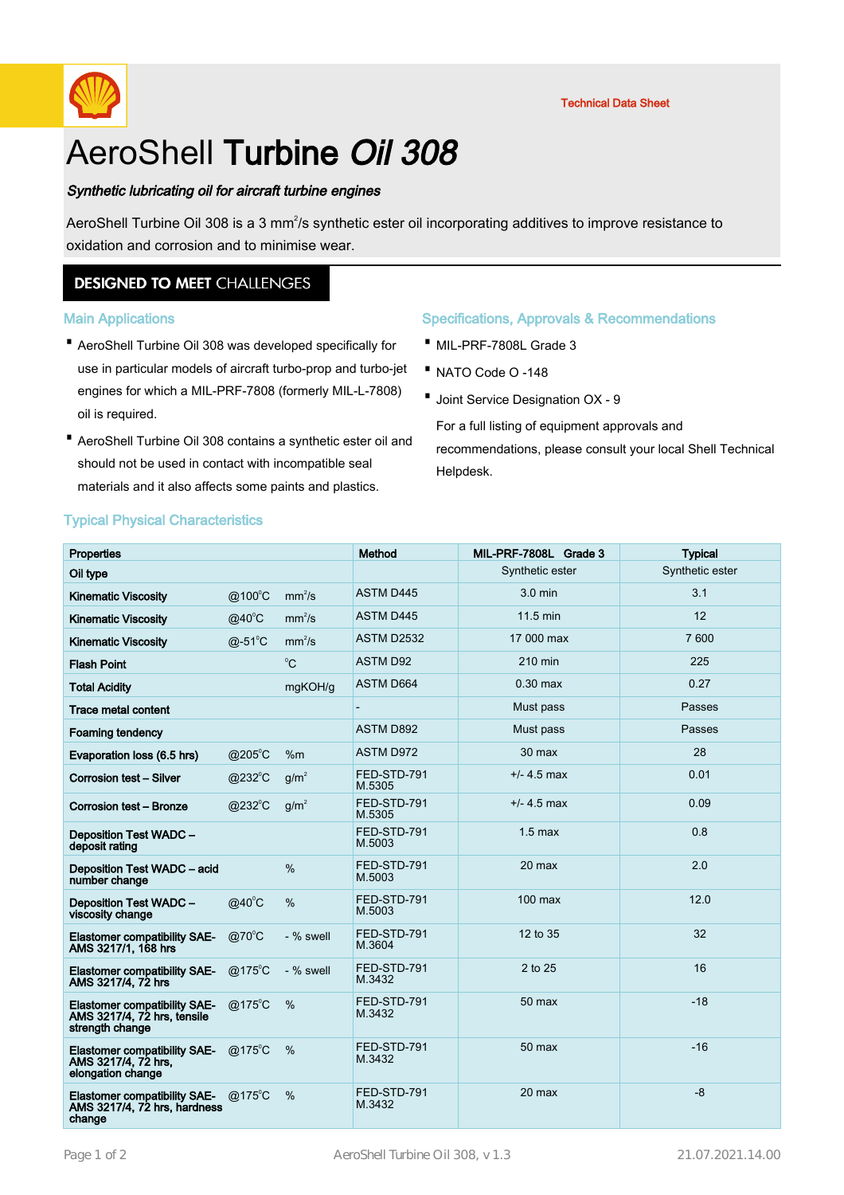Technical Data Sheet

# AeroShell **Turbine *Oil 308***

***Synthetic lubricating oil for aircraft turbine engines***

AeroShell Turbine Oil 308 is a 3 $mm^2/s$ synthetic ester oil incorporating additives to improve resistance to oxidation and corrosion and to minimise wear.

## DESIGNED TO MEET CHALLENGES

### Main Applications

- AeroShell Turbine Oil 308 was developed specifically for use in particular models of aircraft turbo-prop and turbo-jet engines for which a MIL-PRF-7808 (formerly MIL-L-7808) oil is required.
- AeroShell Turbine Oil 308 contains a synthetic ester oil and should not be used in contact with incompatible seal materials and it also affects some paints and plastics.

### Specifications, Approvals & Recommendations

- MIL-PRF-7808L Grade 3
- NATO Code O -148
- Joint Service Designation OX - 9

For a full listing of equipment approvals and recommendations, please consult your local Shell Technical Helpdesk.

### Typical Physical Characteristics

| Properties | | | Method | MIL-PRF-7808L Grade 3 | Typical |
|---|---|---|---|---|---|
| Oil type | | | | Synthetic ester | Synthetic ester |
| Kinematic Viscosity | @100°C | $mm^2/s$ | ASTM D445 | 3.0 min | 3.1 |
| Kinematic Viscosity | @40°C | $mm^2/s$ | ASTM D445 | 11.5 min | 12 |
| Kinematic Viscosity | @-51°C | $mm^2/s$ | ASTM D2532 | 17 000 max | 7 600 |
| Flash Point | | °C | ASTM D92 | 210 min | 225 |
| Total Acidity | | mgKOH/g | ASTM D664 | 0.30 max | 0.27 |
| Trace metal content | | | - | Must pass | Passes |
| Foaming tendency | | | ASTM D892 | Must pass | Passes |
| Evaporation loss (6.5 hrs) | @205°C | %m | ASTM D972 | 30 max | 28 |
| Corrosion test – Silver | @232°C | $g/m^2$ | FED-STD-791 M.5305 | +/- 4.5 max | 0.01 |
| Corrosion test – Bronze | @232°C | $g/m^2$ | FED-STD-791 M.5305 | +/- 4.5 max | 0.09 |
| Deposition Test WADC – deposit rating | | | FED-STD-791 M.5003 | 1.5 max | 0.8 |
| Deposition Test WADC – acid number change | | % | FED-STD-791 M.5003 | 20 max | 2.0 |
| Deposition Test WADC – viscosity change | @40°C | % | FED-STD-791 M.5003 | 100 max | 12.0 |
| Elastomer compatibility SAE-AMS 3217/1, 168 hrs | @70°C | - % swell | FED-STD-791 M.3604 | 12 to 35 | 32 |
| Elastomer compatibility SAE-AMS 3217/4, 72 hrs | @175°C | - % swell | FED-STD-791 M.3432 | 2 to 25 | 16 |
| Elastomer compatibility SAE-AMS 3217/4, 72 hrs, tensile strength change | @175°C | % | FED-STD-791 M.3432 | 50 max | -18 |
| Elastomer compatibility SAE-AMS 3217/4, 72 hrs, elongation change | @175°C | % | FED-STD-791 M.3432 | 50 max | -16 |
| Elastomer compatibility SAE-AMS 3217/4, 72 hrs, hardness change | @175°C | % | FED-STD-791 M.3432 | 20 max | -8 |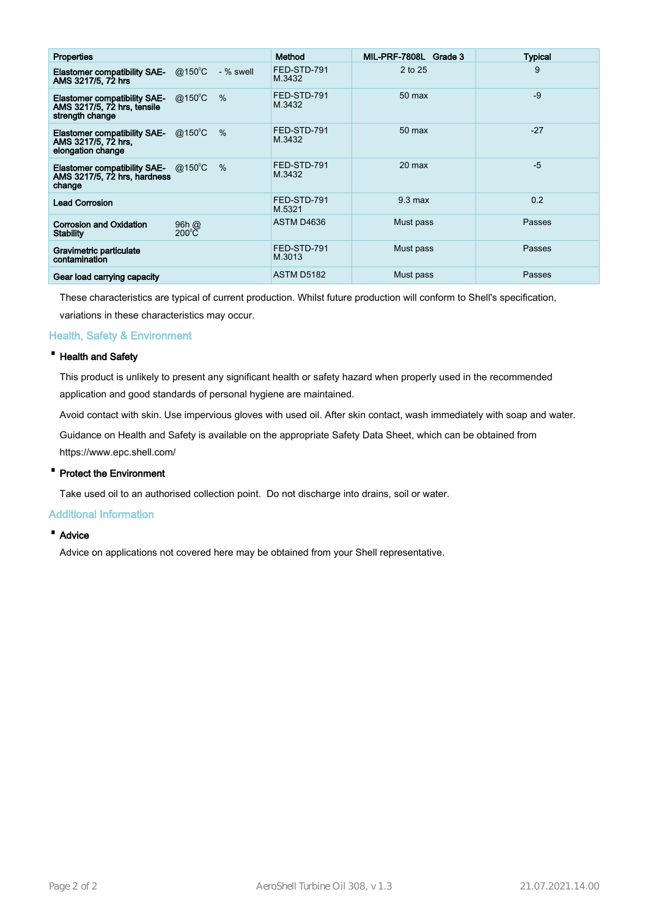| Properties | | | Method | MIL-PRF-7808L Grade 3 | Typical |
|---|---|---|---|---|---|
| **Elastomer compatibility SAE-AMS 3217/5, 72 hrs** | @150°C | - % swell | FED-STD-791 M.3432 | 2 to 25 | 9 |
| **Elastomer compatibility SAE-AMS 3217/5, 72 hrs, tensile strength change** | @150°C | % | FED-STD-791 M.3432 | 50 max | -9 |
| **Elastomer compatibility SAE-AMS 3217/5, 72 hrs, elongation change** | @150°C | % | FED-STD-791 M.3432 | 50 max | -27 |
| **Elastomer compatibility SAE-AMS 3217/5, 72 hrs, hardness change** | @150°C | % | FED-STD-791 M.3432 | 20 max | -5 |
| **Lead Corrosion** | | | FED-STD-791 M.5321 | 9.3 max | 0.2 |
| **Corrosion and Oxidation Stability** | 96h @ 200°C | | ASTM D4636 | Must pass | Passes |
| **Gravimetric particulate contamination** | | | FED-STD-791 M.3013 | Must pass | Passes |
| **Gear load carrying capacity** | | | ASTM D5182 | Must pass | Passes |

These characteristics are typical of current production. Whilst future production will conform to Shell's specification, variations in these characteristics may occur.

## Health, Safety & Environment

- **Health and Safety**

This product is unlikely to present any significant health or safety hazard when properly used in the recommended application and good standards of personal hygiene are maintained.

Avoid contact with skin. Use impervious gloves with used oil. After skin contact, wash immediately with soap and water.

Guidance on Health and Safety is available on the appropriate Safety Data Sheet, which can be obtained from https://www.epc.shell.com/

- **Protect the Environment**

Take used oil to an authorised collection point. Do not discharge into drains, soil or water.

## Additional Information

- **Advice**

Advice on applications not covered here may be obtained from your Shell representative.